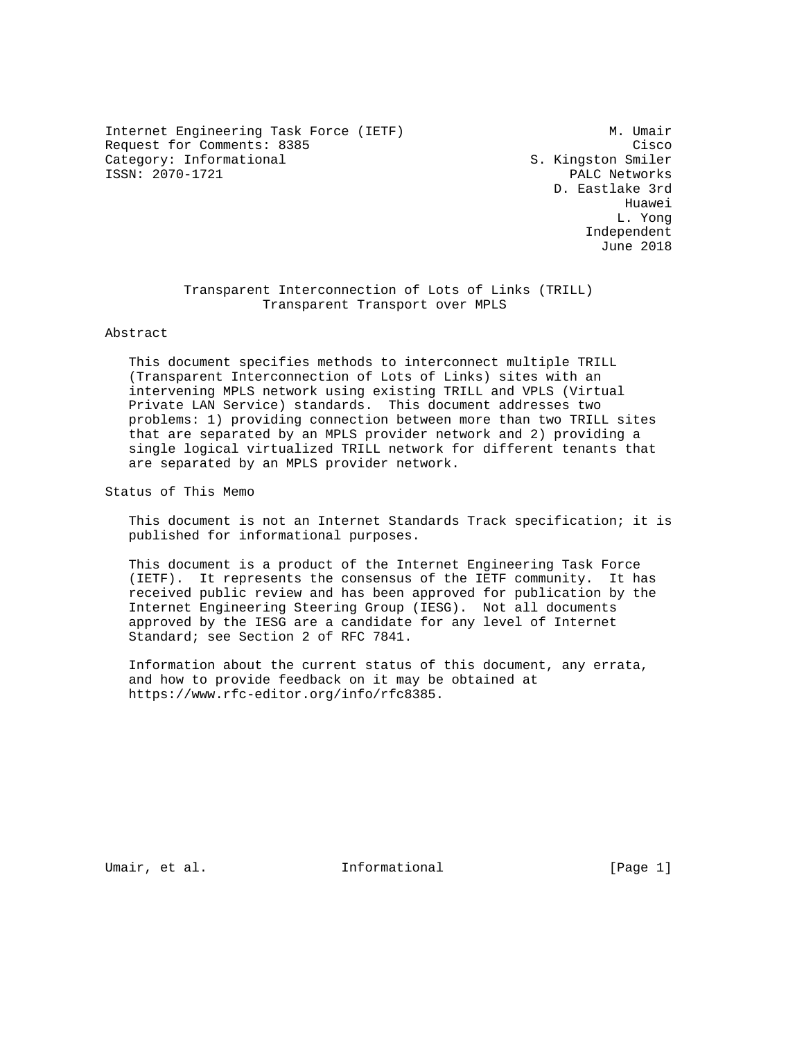Internet Engineering Task Force (IETF)  
Request for Comments: 8385  
Category: Informational  
ISSN: 2070-1721

M. Umair  
Cisco  
S. Kingston Smiler  
PALC Networks  
D. Eastlake 3rd  
Huawei  
L. Yong  
Independent  
June 2018

# Transparent Interconnection of Lots of Links (TRILL) Transparent Transport over MPLS

## Abstract

This document specifies methods to interconnect multiple TRILL (Transparent Interconnection of Lots of Links) sites with an intervening MPLS network using existing TRILL and VPLS (Virtual Private LAN Service) standards. This document addresses two problems: 1) providing connection between more than two TRILL sites that are separated by an MPLS provider network and 2) providing a single logical virtualized TRILL network for different tenants that are separated by an MPLS provider network.

## Status of This Memo

This document is not an Internet Standards Track specification; it is published for informational purposes.

This document is a product of the Internet Engineering Task Force (IETF). It represents the consensus of the IETF community. It has received public review and has been approved for publication by the Internet Engineering Steering Group (IESG). Not all documents approved by the IESG are a candidate for any level of Internet Standard; see Section 2 of RFC 7841.

Information about the current status of this document, any errata, and how to provide feedback on it may be obtained at https://www.rfc-editor.org/info/rfc8385.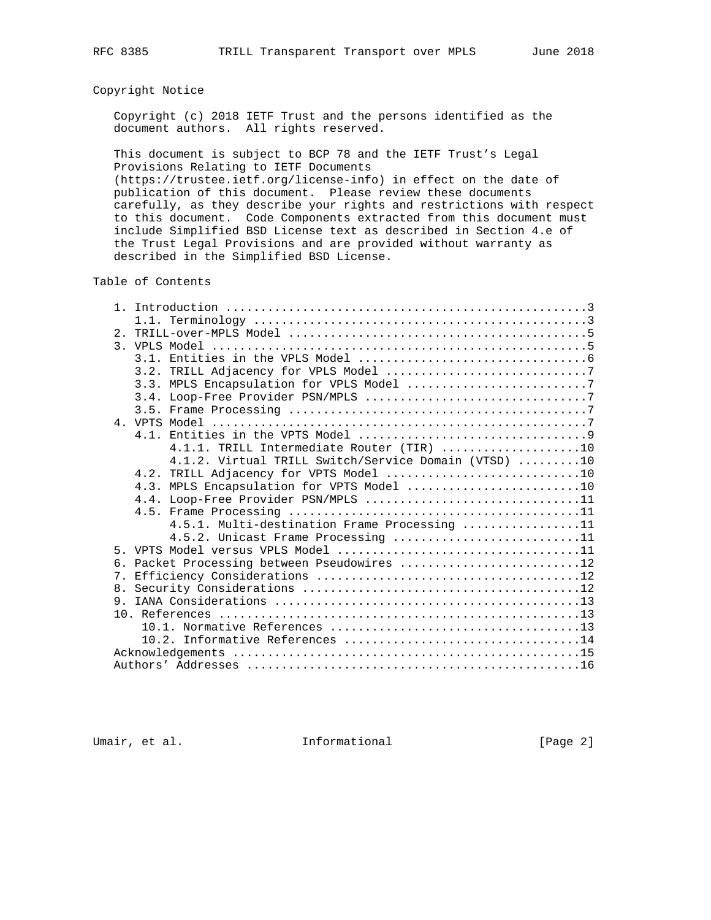## Copyright Notice

Copyright (c) 2018 IETF Trust and the persons identified as the document authors. All rights reserved.

This document is subject to BCP 78 and the IETF Trust's Legal Provisions Relating to IETF Documents (https://trustee.ietf.org/license-info) in effect on the date of publication of this document. Please review these documents carefully, as they describe your rights and restrictions with respect to this document. Code Components extracted from this document must include Simplified BSD License text as described in Section 4.e of the Trust Legal Provisions and are provided without warranty as described in the Simplified BSD License.

## Table of Contents

```
   1. Introduction ....................................................3
      1.1. Terminology ................................................3
   2. TRILL-over-MPLS Model ...........................................5
   3. VPLS Model ......................................................5
      3.1. Entities in the VPLS Model .................................6
      3.2. TRILL Adjacency for VPLS Model .............................7
      3.3. MPLS Encapsulation for VPLS Model ..........................7
      3.4. Loop-Free Provider PSN/MPLS ................................7
      3.5. Frame Processing ...........................................7
   4. VPTS Model ......................................................7
      4.1. Entities in the VPTS Model .................................9
           4.1.1. TRILL Intermediate Router (TIR) ....................10
           4.1.2. Virtual TRILL Switch/Service Domain (VTSD) .........10
      4.2. TRILL Adjacency for VPTS Model ............................10
      4.3. MPLS Encapsulation for VPTS Model .........................10
      4.4. Loop-Free Provider PSN/MPLS ...............................11
      4.5. Frame Processing ..........................................11
           4.5.1. Multi-destination Frame Processing .................11
           4.5.2. Unicast Frame Processing ...........................11
   5. VPTS Model versus VPLS Model ...................................11
   6. Packet Processing between Pseudowires ..........................12
   7. Efficiency Considerations ......................................12
   8. Security Considerations ........................................12
   9. IANA Considerations ............................................13
   10. References ....................................................13
      10.1. Normative References .....................................13
      10.2. Informative References ...................................14
   Acknowledgements ..................................................15
   Authors' Addresses ................................................16
```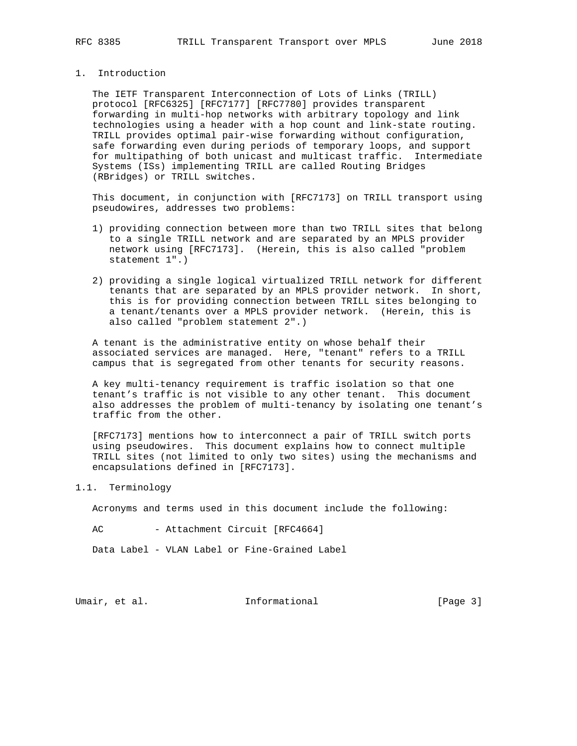# 1. Introduction

The IETF Transparent Interconnection of Lots of Links (TRILL) protocol [RFC6325] [RFC7177] [RFC7780] provides transparent forwarding in multi-hop networks with arbitrary topology and link technologies using a header with a hop count and link-state routing. TRILL provides optimal pair-wise forwarding without configuration, safe forwarding even during periods of temporary loops, and support for multipathing of both unicast and multicast traffic. Intermediate Systems (ISs) implementing TRILL are called Routing Bridges (RBridges) or TRILL switches.

This document, in conjunction with [RFC7173] on TRILL transport using pseudowires, addresses two problems:

1) providing connection between more than two TRILL sites that belong to a single TRILL network and are separated by an MPLS provider network using [RFC7173]. (Herein, this is also called "problem statement 1".)

2) providing a single logical virtualized TRILL network for different tenants that are separated by an MPLS provider network. In short, this is for providing connection between TRILL sites belonging to a tenant/tenants over a MPLS provider network. (Herein, this is also called "problem statement 2".)

A tenant is the administrative entity on whose behalf their associated services are managed. Here, "tenant" refers to a TRILL campus that is segregated from other tenants for security reasons.

A key multi-tenancy requirement is traffic isolation so that one tenant's traffic is not visible to any other tenant. This document also addresses the problem of multi-tenancy by isolating one tenant's traffic from the other.

[RFC7173] mentions how to interconnect a pair of TRILL switch ports using pseudowires. This document explains how to connect multiple TRILL sites (not limited to only two sites) using the mechanisms and encapsulations defined in [RFC7173].

## 1.1. Terminology

Acronyms and terms used in this document include the following:

AC - Attachment Circuit [RFC4664]

Data Label - VLAN Label or Fine-Grained Label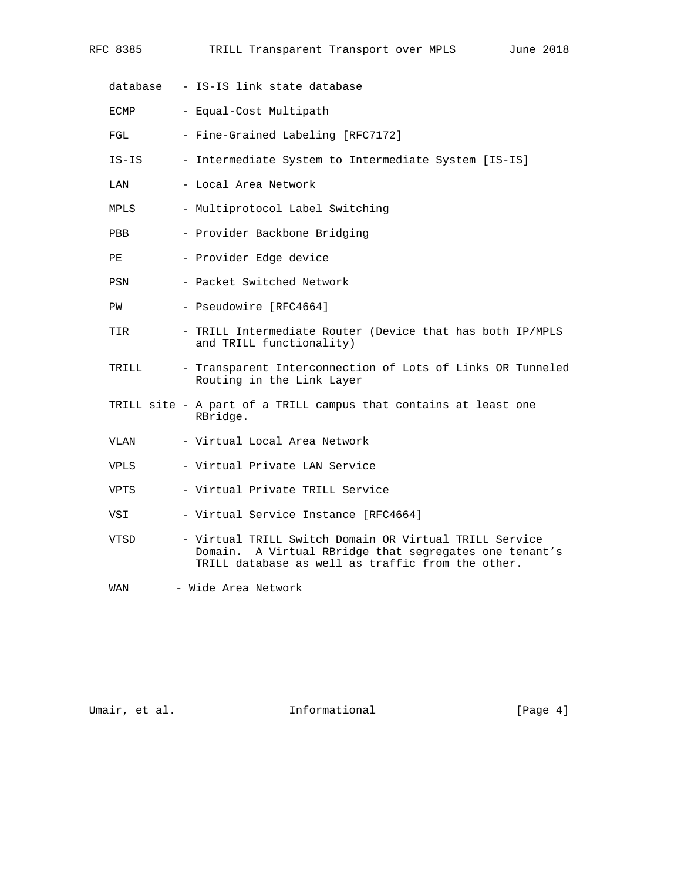database - IS-IS link state database

ECMP - Equal-Cost Multipath

FGL - Fine-Grained Labeling [RFC7172]

IS-IS - Intermediate System to Intermediate System [IS-IS]

LAN - Local Area Network

MPLS - Multiprotocol Label Switching

PBB - Provider Backbone Bridging

PE - Provider Edge device

PSN - Packet Switched Network

PW - Pseudowire [RFC4664]

TIR - TRILL Intermediate Router (Device that has both IP/MPLS and TRILL functionality)

TRILL - Transparent Interconnection of Lots of Links OR Tunneled Routing in the Link Layer

TRILL site - A part of a TRILL campus that contains at least one RBridge.

VLAN - Virtual Local Area Network

VPLS - Virtual Private LAN Service

VPTS - Virtual Private TRILL Service

VSI - Virtual Service Instance [RFC4664]

VTSD - Virtual TRILL Switch Domain OR Virtual TRILL Service Domain. A Virtual RBridge that segregates one tenant's TRILL database as well as traffic from the other.

WAN - Wide Area Network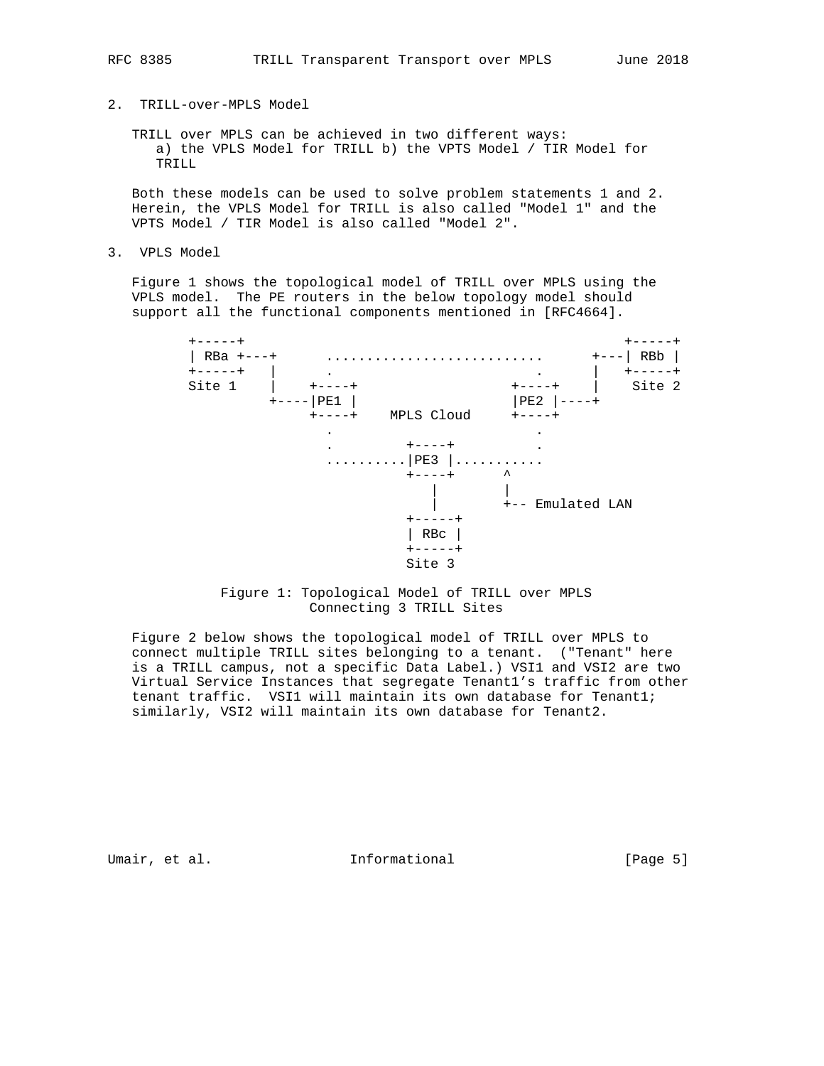## 2. TRILL-over-MPLS Model

TRILL over MPLS can be achieved in two different ways:
a) the VPLS Model for TRILL b) the VPTS Model / TIR Model for TRILL

Both these models can be used to solve problem statements 1 and 2. Herein, the VPLS Model for TRILL is also called "Model 1" and the VPTS Model / TIR Model is also called "Model 2".

## 3. VPLS Model

Figure 1 shows the topological model of TRILL over MPLS using the VPLS model. The PE routers in the below topology model should support all the functional components mentioned in [RFC4664].

```
   +-----+                                            +-----+
   | RBa +---+      ..........................      +---| RBb |
   +-----+   |      .                        .      |   +-----+
   Site 1    |    +----+                  +----+    |    Site 2
             +----|PE1 |                  |PE2 |----+
                  +----+    MPLS Cloud    +----+
                    .                        .
                    .         +----+         .
                    ..........|PE3 |...........
                              +----+      ^
                                |         |
                                |         +-- Emulated LAN
                              +-----+
                              | RBc |
                              +-----+
                              Site 3
```

Figure 1: Topological Model of TRILL over MPLS Connecting 3 TRILL Sites

Figure 2 below shows the topological model of TRILL over MPLS to connect multiple TRILL sites belonging to a tenant. ("Tenant" here is a TRILL campus, not a specific Data Label.) VSI1 and VSI2 are two Virtual Service Instances that segregate Tenant1's traffic from other tenant traffic. VSI1 will maintain its own database for Tenant1; similarly, VSI2 will maintain its own database for Tenant2.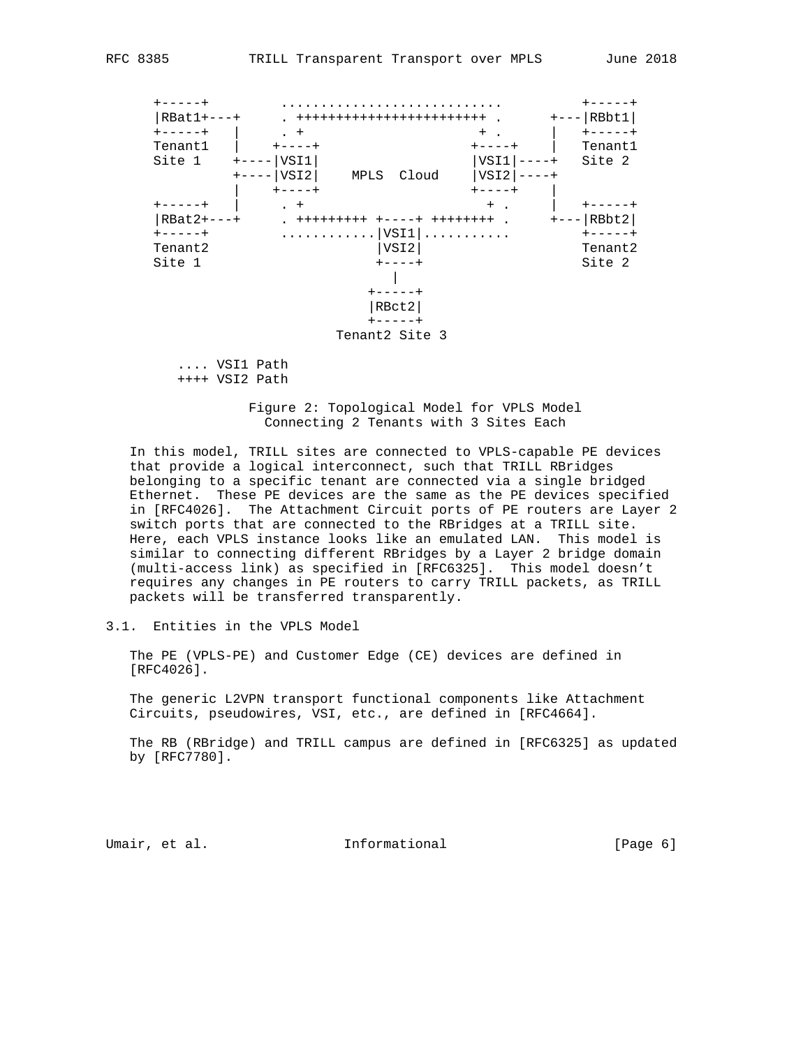```
+-----+         ............................         +-----+
|RBat1+---+     . ++++++++++++++++++++++++ .      +---|RBbt1|
+-----+   |     . +                      + .      |   +-----+
Tenant1   |    +----+                  +----+     |   Tenant1
Site 1    +----|VSI1|                  |VSI1|----+   Site 2
          +----|VSI2|    MPLS  Cloud    |VSI2|----+
          |    +----+                  +----+     |
+-----+   |     . +                      + .      |   +-----+
|RBat2+---+     . +++++++++ +----+ ++++++++ .     +---|RBbt2|
+-----+         ............|VSI1|...........         +-----+
Tenant2                     |VSI2|                    Tenant2
Site 1                      +----+                    Site 2
                              |
                           +-----+
                           |RBct2|
                           +-----+
                        Tenant2 Site 3

     .... VSI1 Path
     ++++ VSI2 Path
```

Figure 2: Topological Model for VPLS Model Connecting 2 Tenants with 3 Sites Each

In this model, TRILL sites are connected to VPLS-capable PE devices that provide a logical interconnect, such that TRILL RBridges belonging to a specific tenant are connected via a single bridged Ethernet. These PE devices are the same as the PE devices specified in [RFC4026]. The Attachment Circuit ports of PE routers are Layer 2 switch ports that are connected to the RBridges at a TRILL site. Here, each VPLS instance looks like an emulated LAN. This model is similar to connecting different RBridges by a Layer 2 bridge domain (multi-access link) as specified in [RFC6325]. This model doesn't requires any changes in PE routers to carry TRILL packets, as TRILL packets will be transferred transparently.

## 3.1. Entities in the VPLS Model

The PE (VPLS-PE) and Customer Edge (CE) devices are defined in [RFC4026].

The generic L2VPN transport functional components like Attachment Circuits, pseudowires, VSI, etc., are defined in [RFC4664].

The RB (RBridge) and TRILL campus are defined in [RFC6325] as updated by [RFC7780].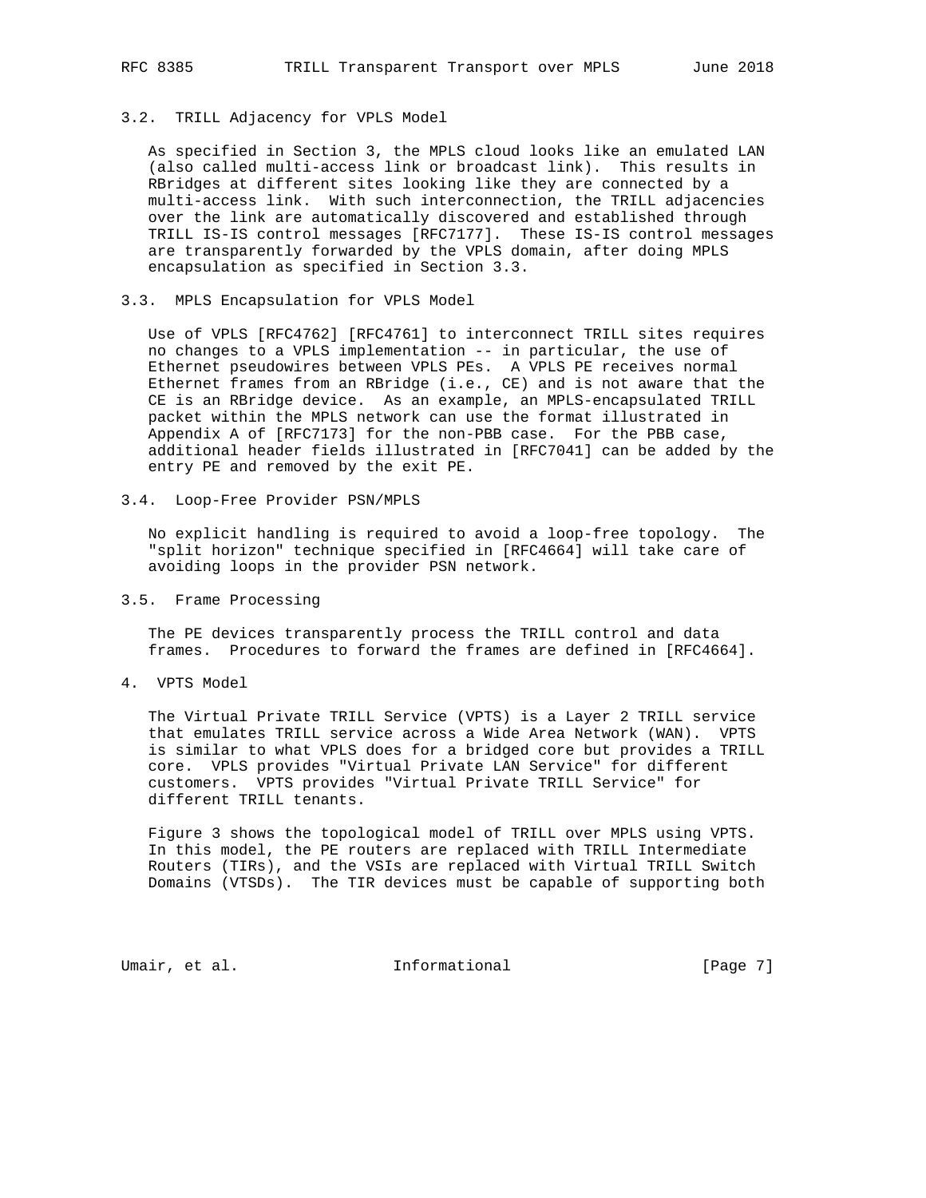### 3.2. TRILL Adjacency for VPLS Model

As specified in Section 3, the MPLS cloud looks like an emulated LAN (also called multi-access link or broadcast link). This results in RBridges at different sites looking like they are connected by a multi-access link. With such interconnection, the TRILL adjacencies over the link are automatically discovered and established through TRILL IS-IS control messages [RFC7177]. These IS-IS control messages are transparently forwarded by the VPLS domain, after doing MPLS encapsulation as specified in Section 3.3.

### 3.3. MPLS Encapsulation for VPLS Model

Use of VPLS [RFC4762] [RFC4761] to interconnect TRILL sites requires no changes to a VPLS implementation -- in particular, the use of Ethernet pseudowires between VPLS PEs. A VPLS PE receives normal Ethernet frames from an RBridge (i.e., CE) and is not aware that the CE is an RBridge device. As an example, an MPLS-encapsulated TRILL packet within the MPLS network can use the format illustrated in Appendix A of [RFC7173] for the non-PBB case. For the PBB case, additional header fields illustrated in [RFC7041] can be added by the entry PE and removed by the exit PE.

### 3.4. Loop-Free Provider PSN/MPLS

No explicit handling is required to avoid a loop-free topology. The "split horizon" technique specified in [RFC4664] will take care of avoiding loops in the provider PSN network.

### 3.5. Frame Processing

The PE devices transparently process the TRILL control and data frames. Procedures to forward the frames are defined in [RFC4664].

## 4. VPTS Model

The Virtual Private TRILL Service (VPTS) is a Layer 2 TRILL service that emulates TRILL service across a Wide Area Network (WAN). VPTS is similar to what VPLS does for a bridged core but provides a TRILL core. VPLS provides "Virtual Private LAN Service" for different customers. VPTS provides "Virtual Private TRILL Service" for different TRILL tenants.

Figure 3 shows the topological model of TRILL over MPLS using VPTS. In this model, the PE routers are replaced with TRILL Intermediate Routers (TIRs), and the VSIs are replaced with Virtual TRILL Switch Domains (VTSDs). The TIR devices must be capable of supporting both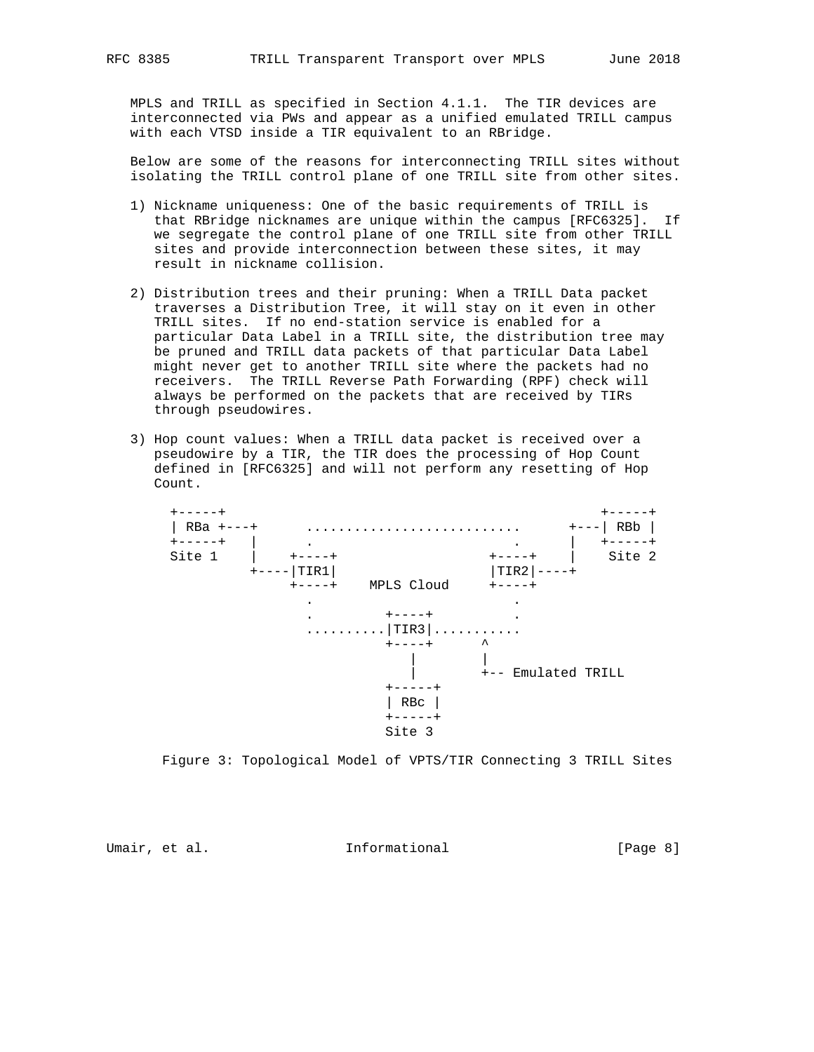MPLS and TRILL as specified in Section 4.1.1. The TIR devices are interconnected via PWs and appear as a unified emulated TRILL campus with each VTSD inside a TIR equivalent to an RBridge.

Below are some of the reasons for interconnecting TRILL sites without isolating the TRILL control plane of one TRILL site from other sites.

1) Nickname uniqueness: One of the basic requirements of TRILL is that RBridge nicknames are unique within the campus [RFC6325]. If we segregate the control plane of one TRILL site from other TRILL sites and provide interconnection between these sites, it may result in nickname collision.

2) Distribution trees and their pruning: When a TRILL Data packet traverses a Distribution Tree, it will stay on it even in other TRILL sites. If no end-station service is enabled for a particular Data Label in a TRILL site, the distribution tree may be pruned and TRILL data packets of that particular Data Label might never get to another TRILL site where the packets had no receivers. The TRILL Reverse Path Forwarding (RPF) check will always be performed on the packets that are received by TIRs through pseudowires.

3) Hop count values: When a TRILL data packet is received over a pseudowire by a TIR, the TIR does the processing of Hop Count defined in [RFC6325] and will not perform any resetting of Hop Count.

```
 +-----+                                              +-----+
 | RBa +---+      ...........................      +---| RBb |
 +-----+   |      .                         .      |   +-----+
 Site 1    |    +----+                   +----+    |    Site 2
           +----|TIR1|                   |TIR2|----+
                +----+    MPLS Cloud     +----+
                  .                         .
                  .         +----+          .
                  ..........|TIR3|...........
                            +----+      ^
                               |        |
                               |        +-- Emulated TRILL
                            +-----+
                            | RBc |
                            +-----+
                            Site 3
```

Figure 3: Topological Model of VPTS/TIR Connecting 3 TRILL Sites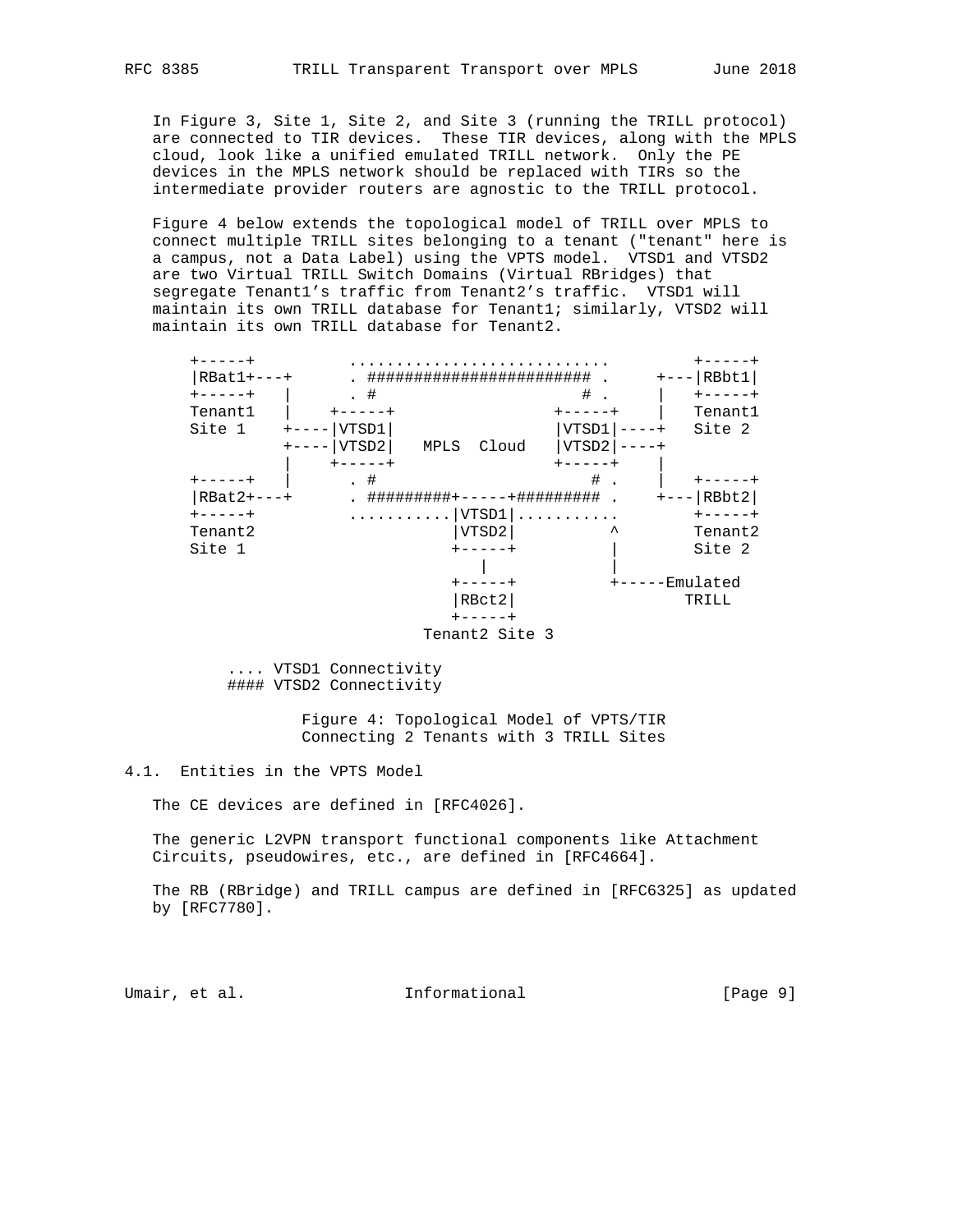In Figure 3, Site 1, Site 2, and Site 3 (running the TRILL protocol) are connected to TIR devices. These TIR devices, along with the MPLS cloud, look like a unified emulated TRILL network. Only the PE devices in the MPLS network should be replaced with TIRs so the intermediate provider routers are agnostic to the TRILL protocol.

Figure 4 below extends the topological model of TRILL over MPLS to connect multiple TRILL sites belonging to a tenant ("tenant" here is a campus, not a Data Label) using the VPTS model. VTSD1 and VTSD2 are two Virtual TRILL Switch Domains (Virtual RBridges) that segregate Tenant1's traffic from Tenant2's traffic. VTSD1 will maintain its own TRILL database for Tenant1; similarly, VTSD2 will maintain its own TRILL database for Tenant2.

```
 +-----+          ............................         +-----+
 |RBat1+---+      . ######################## .     +---|RBbt1|
 +-----+   |      . #                      # .     |   +-----+
 Tenant1   |    +-----+                +-----+    |   Tenant1
 Site 1    +----|VTSD1|                |VTSD1|----+   Site 2
          +----|VTSD2|   MPLS  Cloud   |VTSD2|----+
          |    +-----+                +-----+    |
 +-----+   |      . #                      # .    |   +-----+
 |RBat2+---+      . #########+-----+######### .    +---|RBbt2|
 +-----+          ...........|VTSD1|...........        +-----+
 Tenant2                     |VTSD2|         ^         Tenant2
 Site 1                      +-----+         |         Site 2
                                |            |
                             +-----+         +-----Emulated
                             |RBct2|                TRILL
                             +-----+
                          Tenant2 Site 3

      .... VTSD1 Connectivity
      #### VTSD2 Connectivity
```

Figure 4: Topological Model of VPTS/TIR Connecting 2 Tenants with 3 TRILL Sites

### 4.1. Entities in the VPTS Model

The CE devices are defined in [RFC4026].

The generic L2VPN transport functional components like Attachment Circuits, pseudowires, etc., are defined in [RFC4664].

The RB (RBridge) and TRILL campus are defined in [RFC6325] as updated by [RFC7780].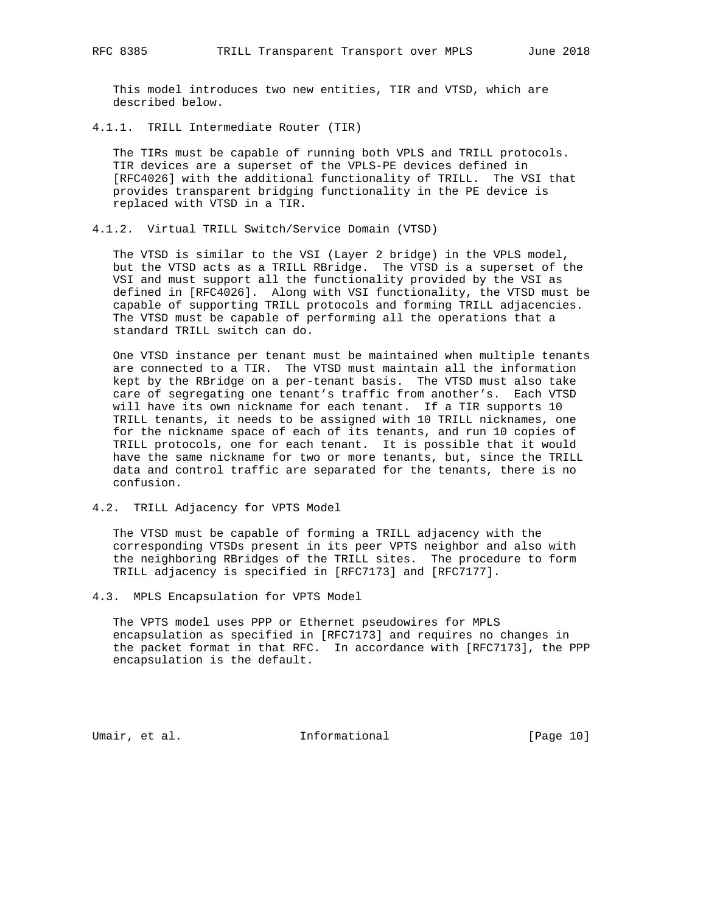This model introduces two new entities, TIR and VTSD, which are described below.

#### 4.1.1. TRILL Intermediate Router (TIR)

The TIRs must be capable of running both VPLS and TRILL protocols. TIR devices are a superset of the VPLS-PE devices defined in [RFC4026] with the additional functionality of TRILL. The VSI that provides transparent bridging functionality in the PE device is replaced with VTSD in a TIR.

#### 4.1.2. Virtual TRILL Switch/Service Domain (VTSD)

The VTSD is similar to the VSI (Layer 2 bridge) in the VPLS model, but the VTSD acts as a TRILL RBridge. The VTSD is a superset of the VSI and must support all the functionality provided by the VSI as defined in [RFC4026]. Along with VSI functionality, the VTSD must be capable of supporting TRILL protocols and forming TRILL adjacencies. The VTSD must be capable of performing all the operations that a standard TRILL switch can do.

One VTSD instance per tenant must be maintained when multiple tenants are connected to a TIR. The VTSD must maintain all the information kept by the RBridge on a per-tenant basis. The VTSD must also take care of segregating one tenant's traffic from another's. Each VTSD will have its own nickname for each tenant. If a TIR supports 10 TRILL tenants, it needs to be assigned with 10 TRILL nicknames, one for the nickname space of each of its tenants, and run 10 copies of TRILL protocols, one for each tenant. It is possible that it would have the same nickname for two or more tenants, but, since the TRILL data and control traffic are separated for the tenants, there is no confusion.

### 4.2. TRILL Adjacency for VPTS Model

The VTSD must be capable of forming a TRILL adjacency with the corresponding VTSDs present in its peer VPTS neighbor and also with the neighboring RBridges of the TRILL sites. The procedure to form TRILL adjacency is specified in [RFC7173] and [RFC7177].

### 4.3. MPLS Encapsulation for VPTS Model

The VPTS model uses PPP or Ethernet pseudowires for MPLS encapsulation as specified in [RFC7173] and requires no changes in the packet format in that RFC. In accordance with [RFC7173], the PPP encapsulation is the default.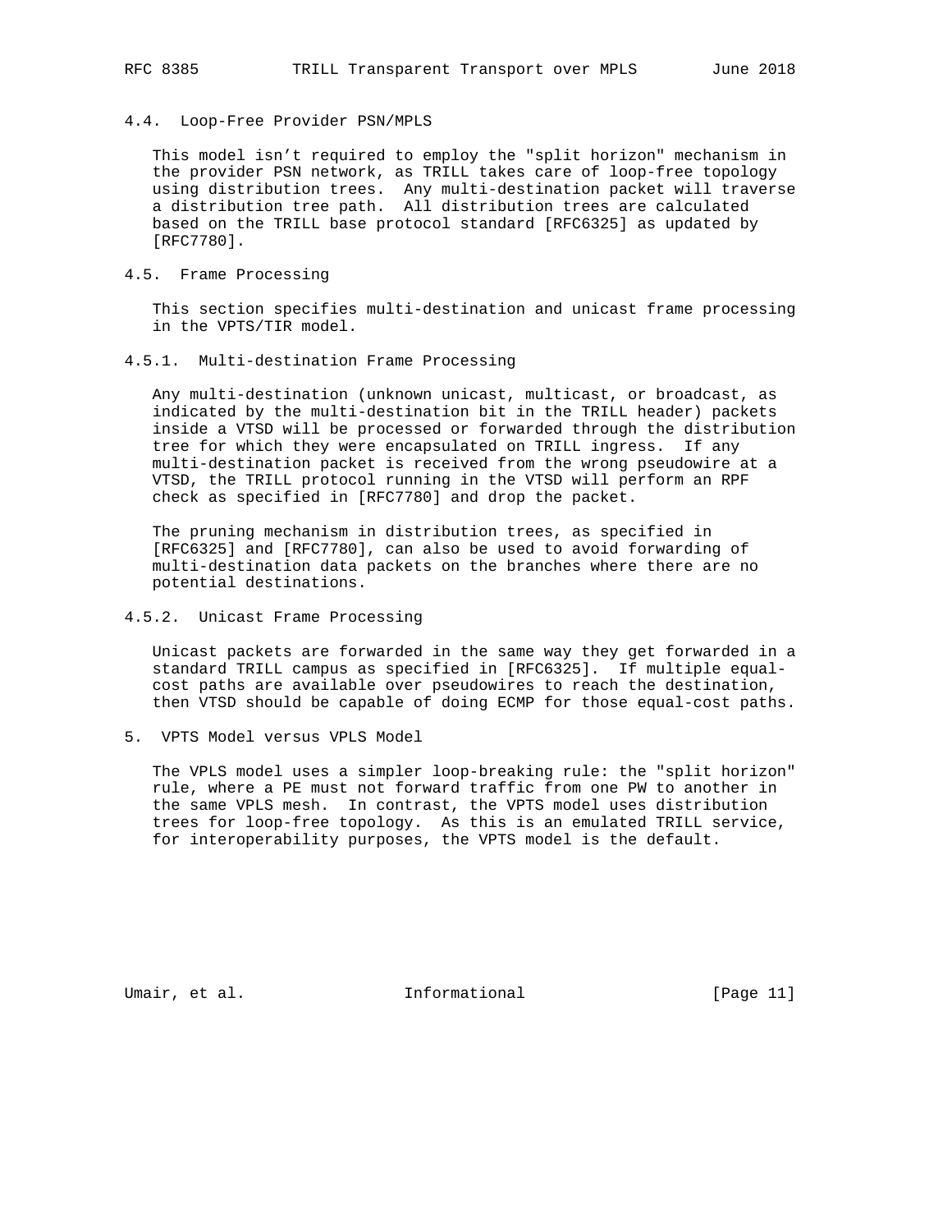### 4.4. Loop-Free Provider PSN/MPLS

This model isn't required to employ the "split horizon" mechanism in the provider PSN network, as TRILL takes care of loop-free topology using distribution trees. Any multi-destination packet will traverse a distribution tree path. All distribution trees are calculated based on the TRILL base protocol standard [RFC6325] as updated by [RFC7780].

### 4.5. Frame Processing

This section specifies multi-destination and unicast frame processing in the VPTS/TIR model.

#### 4.5.1. Multi-destination Frame Processing

Any multi-destination (unknown unicast, multicast, or broadcast, as indicated by the multi-destination bit in the TRILL header) packets inside a VTSD will be processed or forwarded through the distribution tree for which they were encapsulated on TRILL ingress. If any multi-destination packet is received from the wrong pseudowire at a VTSD, the TRILL protocol running in the VTSD will perform an RPF check as specified in [RFC7780] and drop the packet.

The pruning mechanism in distribution trees, as specified in [RFC6325] and [RFC7780], can also be used to avoid forwarding of multi-destination data packets on the branches where there are no potential destinations.

#### 4.5.2. Unicast Frame Processing

Unicast packets are forwarded in the same way they get forwarded in a standard TRILL campus as specified in [RFC6325]. If multiple equal-cost paths are available over pseudowires to reach the destination, then VTSD should be capable of doing ECMP for those equal-cost paths.

## 5. VPTS Model versus VPLS Model

The VPLS model uses a simpler loop-breaking rule: the "split horizon" rule, where a PE must not forward traffic from one PW to another in the same VPLS mesh. In contrast, the VPTS model uses distribution trees for loop-free topology. As this is an emulated TRILL service, for interoperability purposes, the VPTS model is the default.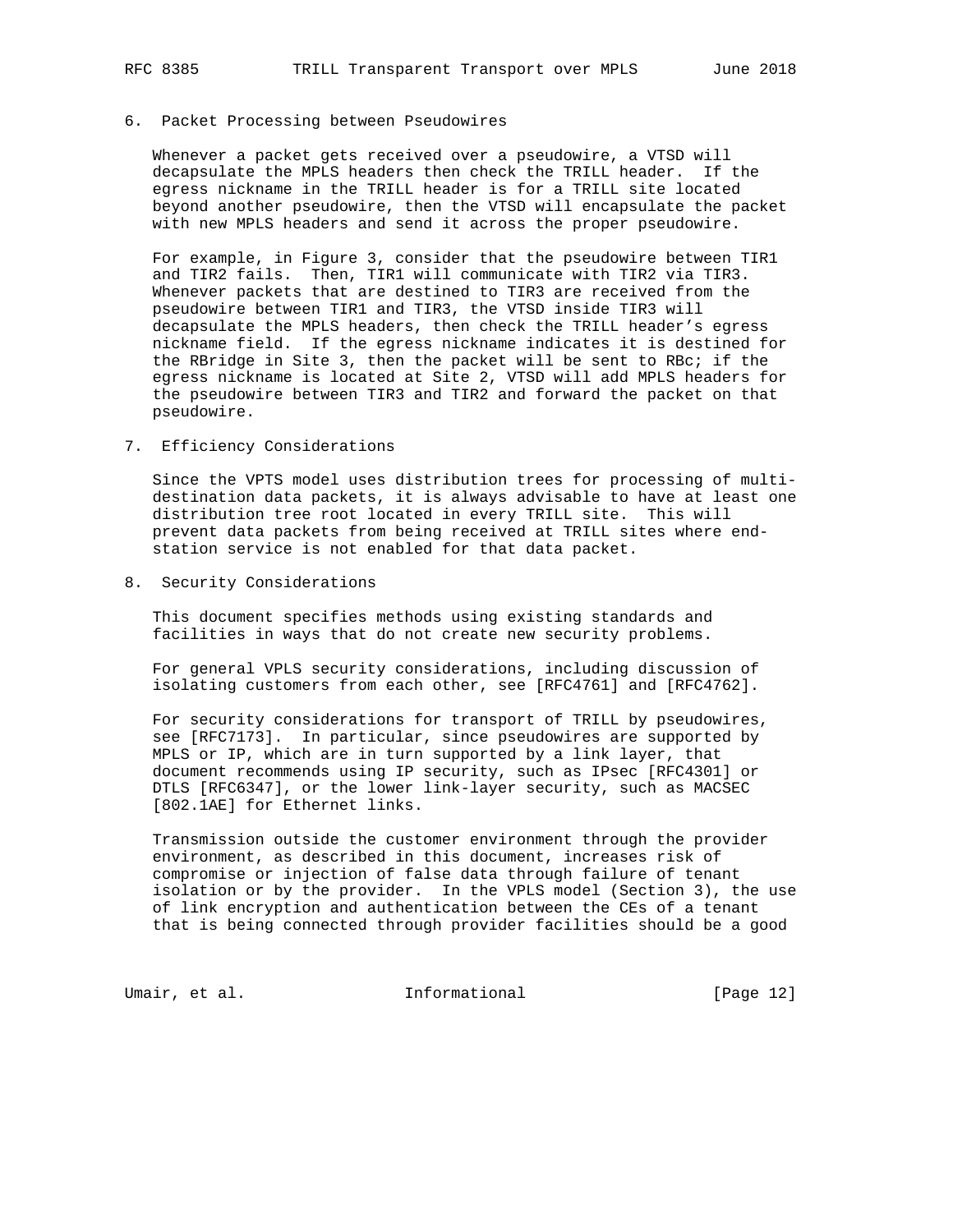## 6. Packet Processing between Pseudowires

Whenever a packet gets received over a pseudowire, a VTSD will decapsulate the MPLS headers then check the TRILL header. If the egress nickname in the TRILL header is for a TRILL site located beyond another pseudowire, then the VTSD will encapsulate the packet with new MPLS headers and send it across the proper pseudowire.

For example, in Figure 3, consider that the pseudowire between TIR1 and TIR2 fails. Then, TIR1 will communicate with TIR2 via TIR3. Whenever packets that are destined to TIR3 are received from the pseudowire between TIR1 and TIR3, the VTSD inside TIR3 will decapsulate the MPLS headers, then check the TRILL header's egress nickname field. If the egress nickname indicates it is destined for the RBridge in Site 3, then the packet will be sent to RBc; if the egress nickname is located at Site 2, VTSD will add MPLS headers for the pseudowire between TIR3 and TIR2 and forward the packet on that pseudowire.

## 7. Efficiency Considerations

Since the VPTS model uses distribution trees for processing of multi-destination data packets, it is always advisable to have at least one distribution tree root located in every TRILL site. This will prevent data packets from being received at TRILL sites where end-station service is not enabled for that data packet.

## 8. Security Considerations

This document specifies methods using existing standards and facilities in ways that do not create new security problems.

For general VPLS security considerations, including discussion of isolating customers from each other, see [RFC4761] and [RFC4762].

For security considerations for transport of TRILL by pseudowires, see [RFC7173]. In particular, since pseudowires are supported by MPLS or IP, which are in turn supported by a link layer, that document recommends using IP security, such as IPsec [RFC4301] or DTLS [RFC6347], or the lower link-layer security, such as MACSEC [802.1AE] for Ethernet links.

Transmission outside the customer environment through the provider environment, as described in this document, increases risk of compromise or injection of false data through failure of tenant isolation or by the provider. In the VPLS model (Section 3), the use of link encryption and authentication between the CEs of a tenant that is being connected through provider facilities should be a good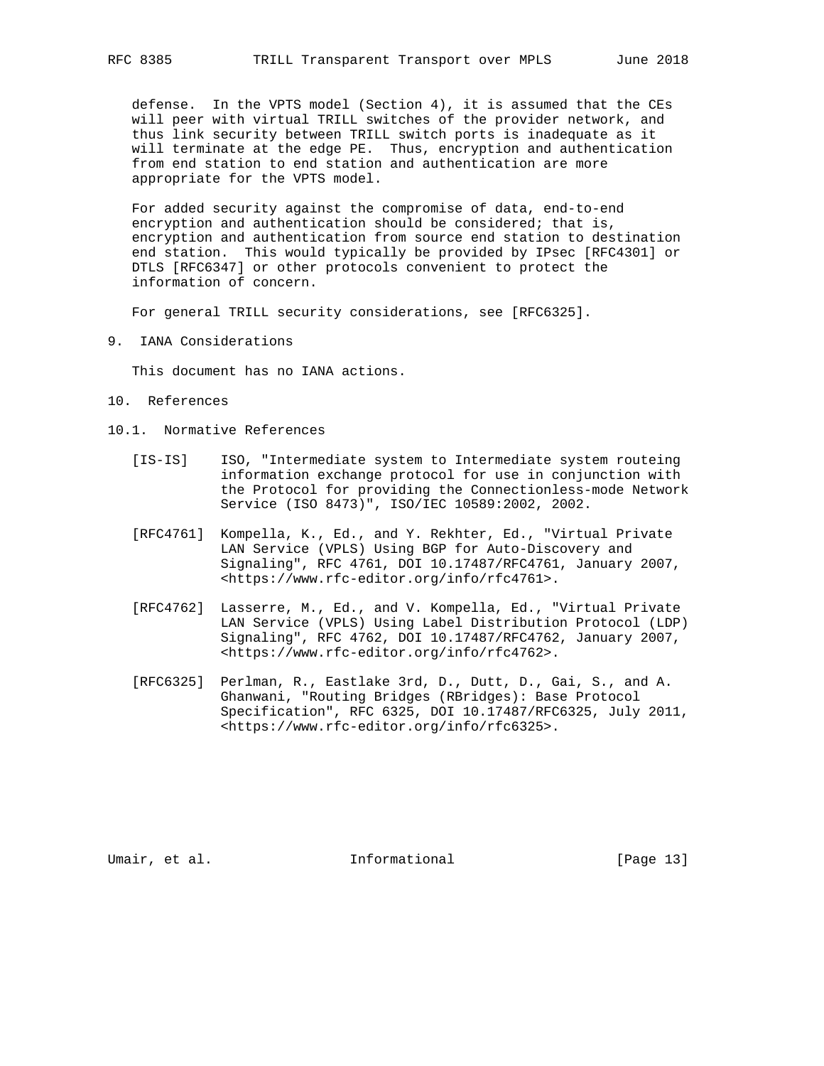defense. In the VPTS model (Section 4), it is assumed that the CEs will peer with virtual TRILL switches of the provider network, and thus link security between TRILL switch ports is inadequate as it will terminate at the edge PE. Thus, encryption and authentication from end station to end station and authentication are more appropriate for the VPTS model.

For added security against the compromise of data, end-to-end encryption and authentication should be considered; that is, encryption and authentication from source end station to destination end station. This would typically be provided by IPsec [RFC4301] or DTLS [RFC6347] or other protocols convenient to protect the information of concern.

For general TRILL security considerations, see [RFC6325].

## 9. IANA Considerations

This document has no IANA actions.

## 10. References

### 10.1. Normative References

[IS-IS] ISO, "Intermediate system to Intermediate system routeing information exchange protocol for use in conjunction with the Protocol for providing the Connectionless-mode Network Service (ISO 8473)", ISO/IEC 10589:2002, 2002.

[RFC4761] Kompella, K., Ed., and Y. Rekhter, Ed., "Virtual Private LAN Service (VPLS) Using BGP for Auto-Discovery and Signaling", RFC 4761, DOI 10.17487/RFC4761, January 2007, <https://www.rfc-editor.org/info/rfc4761>.

[RFC4762] Lasserre, M., Ed., and V. Kompella, Ed., "Virtual Private LAN Service (VPLS) Using Label Distribution Protocol (LDP) Signaling", RFC 4762, DOI 10.17487/RFC4762, January 2007, <https://www.rfc-editor.org/info/rfc4762>.

[RFC6325] Perlman, R., Eastlake 3rd, D., Dutt, D., Gai, S., and A. Ghanwani, "Routing Bridges (RBridges): Base Protocol Specification", RFC 6325, DOI 10.17487/RFC6325, July 2011, <https://www.rfc-editor.org/info/rfc6325>.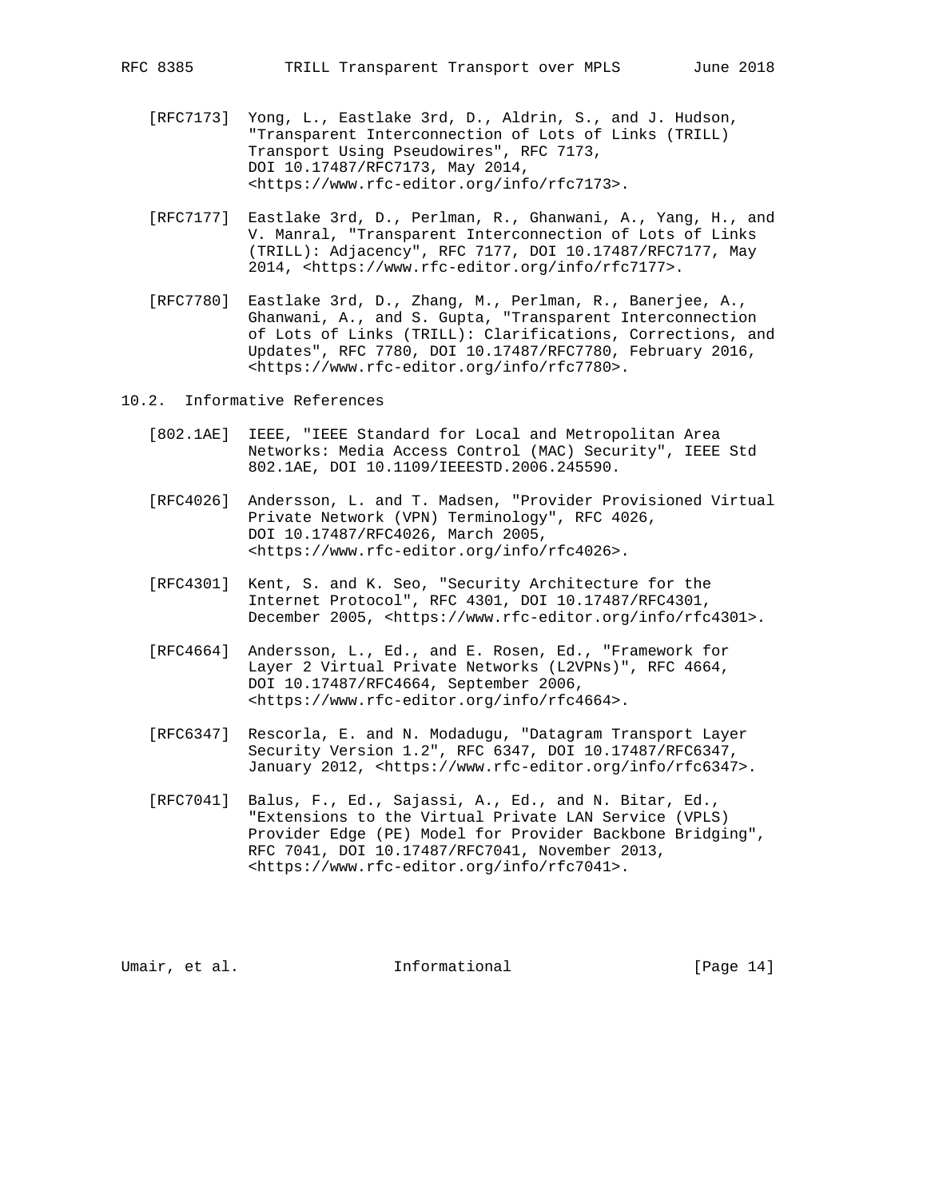[RFC7173] Yong, L., Eastlake 3rd, D., Aldrin, S., and J. Hudson, "Transparent Interconnection of Lots of Links (TRILL) Transport Using Pseudowires", RFC 7173, DOI 10.17487/RFC7173, May 2014, <https://www.rfc-editor.org/info/rfc7173>.

[RFC7177] Eastlake 3rd, D., Perlman, R., Ghanwani, A., Yang, H., and V. Manral, "Transparent Interconnection of Lots of Links (TRILL): Adjacency", RFC 7177, DOI 10.17487/RFC7177, May 2014, <https://www.rfc-editor.org/info/rfc7177>.

[RFC7780] Eastlake 3rd, D., Zhang, M., Perlman, R., Banerjee, A., Ghanwani, A., and S. Gupta, "Transparent Interconnection of Lots of Links (TRILL): Clarifications, Corrections, and Updates", RFC 7780, DOI 10.17487/RFC7780, February 2016, <https://www.rfc-editor.org/info/rfc7780>.

### 10.2. Informative References

[802.1AE] IEEE, "IEEE Standard for Local and Metropolitan Area Networks: Media Access Control (MAC) Security", IEEE Std 802.1AE, DOI 10.1109/IEEESTD.2006.245590.

[RFC4026] Andersson, L. and T. Madsen, "Provider Provisioned Virtual Private Network (VPN) Terminology", RFC 4026, DOI 10.17487/RFC4026, March 2005, <https://www.rfc-editor.org/info/rfc4026>.

[RFC4301] Kent, S. and K. Seo, "Security Architecture for the Internet Protocol", RFC 4301, DOI 10.17487/RFC4301, December 2005, <https://www.rfc-editor.org/info/rfc4301>.

[RFC4664] Andersson, L., Ed., and E. Rosen, Ed., "Framework for Layer 2 Virtual Private Networks (L2VPNs)", RFC 4664, DOI 10.17487/RFC4664, September 2006, <https://www.rfc-editor.org/info/rfc4664>.

[RFC6347] Rescorla, E. and N. Modadugu, "Datagram Transport Layer Security Version 1.2", RFC 6347, DOI 10.17487/RFC6347, January 2012, <https://www.rfc-editor.org/info/rfc6347>.

[RFC7041] Balus, F., Ed., Sajassi, A., Ed., and N. Bitar, Ed., "Extensions to the Virtual Private LAN Service (VPLS) Provider Edge (PE) Model for Provider Backbone Bridging", RFC 7041, DOI 10.17487/RFC7041, November 2013, <https://www.rfc-editor.org/info/rfc7041>.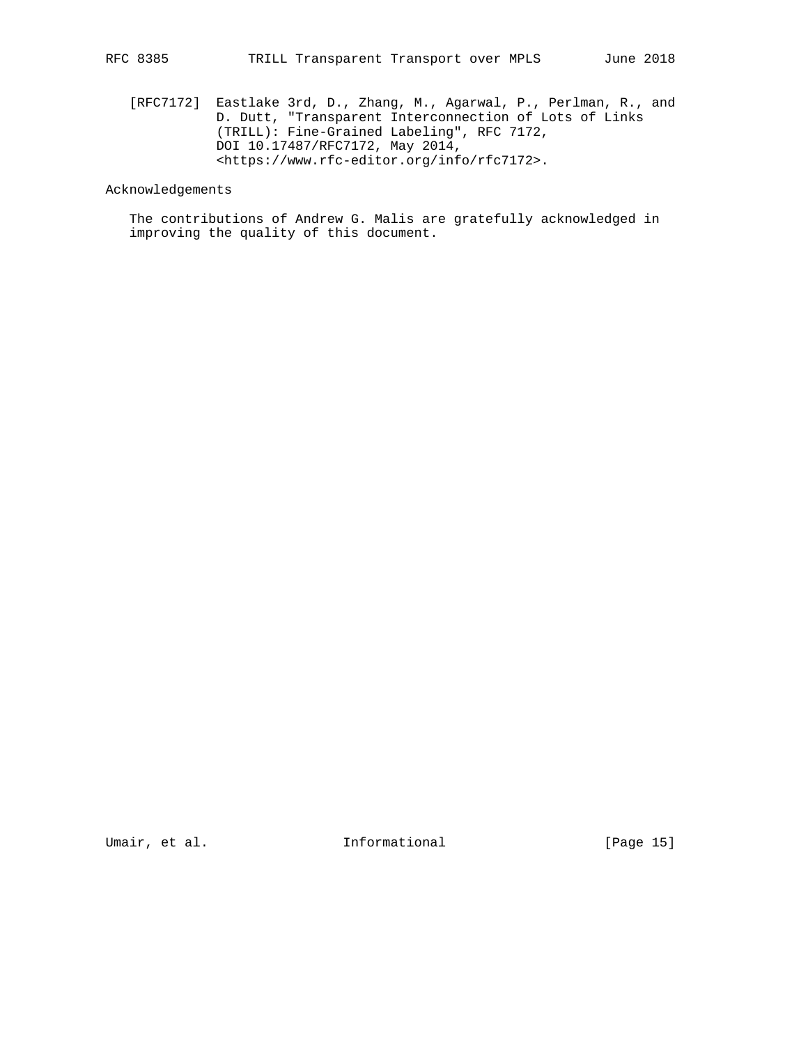[RFC7172] Eastlake 3rd, D., Zhang, M., Agarwal, P., Perlman, R., and D. Dutt, "Transparent Interconnection of Lots of Links (TRILL): Fine-Grained Labeling", RFC 7172, DOI 10.17487/RFC7172, May 2014, <https://www.rfc-editor.org/info/rfc7172>.

## Acknowledgements

The contributions of Andrew G. Malis are gratefully acknowledged in improving the quality of this document.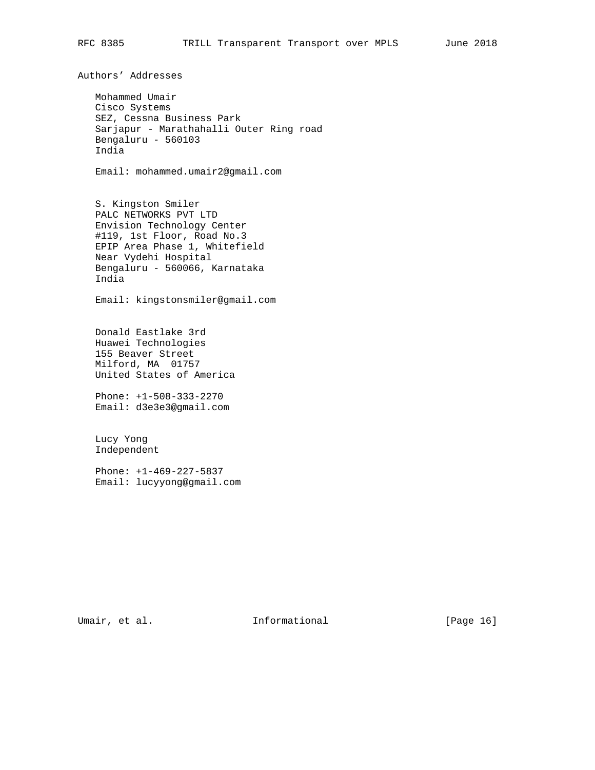# Authors' Addresses

Mohammed Umair
Cisco Systems
SEZ, Cessna Business Park
Sarjapur - Marathahalli Outer Ring road
Bengaluru - 560103
India

Email: mohammed.umair2@gmail.com

S. Kingston Smiler
PALC NETWORKS PVT LTD
Envision Technology Center
#119, 1st Floor, Road No.3
EPIP Area Phase 1, Whitefield
Near Vydehi Hospital
Bengaluru - 560066, Karnataka
India

Email: kingstonsmiler@gmail.com

Donald Eastlake 3rd
Huawei Technologies
155 Beaver Street
Milford, MA  01757
United States of America

Phone: +1-508-333-2270
Email: d3e3e3@gmail.com

Lucy Yong
Independent

Phone: +1-469-227-5837
Email: lucyyong@gmail.com